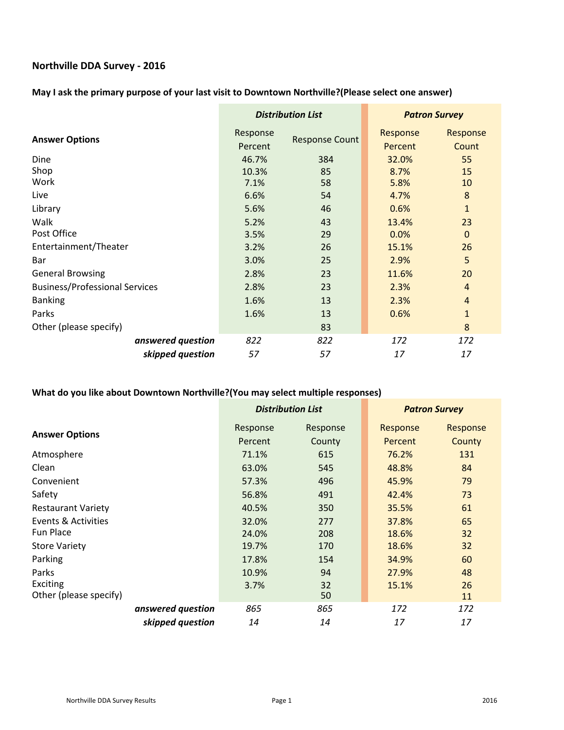# Northville DDA Survey - 2016

## May I ask the primary purpose of your last visit to Downtown Northville?(Please select one answer)

| Answer Options | Distribution List | | Patron Survey | |
|---|---|---|---|---|
| | Response Percent | Response Count | Response Percent | Response Count |
| Dine | 46.7% | 384 | 32.0% | 55 |
| Shop | 10.3% | 85 | 8.7% | 15 |
| Work | 7.1% | 58 | 5.8% | 10 |
| Live | 6.6% | 54 | 4.7% | 8 |
| Library | 5.6% | 46 | 0.6% | 1 |
| Walk | 5.2% | 43 | 13.4% | 23 |
| Post Office | 3.5% | 29 | 0.0% | 0 |
| Entertainment/Theater | 3.2% | 26 | 15.1% | 26 |
| Bar | 3.0% | 25 | 2.9% | 5 |
| General Browsing | 2.8% | 23 | 11.6% | 20 |
| Business/Professional Services | 2.8% | 23 | 2.3% | 4 |
| Banking | 1.6% | 13 | 2.3% | 4 |
| Parks | 1.6% | 13 | 0.6% | 1 |
| Other (please specify) | | 83 | | 8 |
| ***answered question*** | *822* | *822* | *172* | *172* |
| ***skipped question*** | *57* | *57* | *17* | *17* |

## What do you like about Downtown Northville?(You may select multiple responses)

| Answer Options | Distribution List | | Patron Survey | |
|---|---|---|---|---|
| | Response Percent | Response County | Response Percent | Response County |
| Atmosphere | 71.1% | 615 | 76.2% | 131 |
| Clean | 63.0% | 545 | 48.8% | 84 |
| Convenient | 57.3% | 496 | 45.9% | 79 |
| Safety | 56.8% | 491 | 42.4% | 73 |
| Restaurant Variety | 40.5% | 350 | 35.5% | 61 |
| Events & Activities | 32.0% | 277 | 37.8% | 65 |
| Fun Place | 24.0% | 208 | 18.6% | 32 |
| Store Variety | 19.7% | 170 | 18.6% | 32 |
| Parking | 17.8% | 154 | 34.9% | 60 |
| Parks | 10.9% | 94 | 27.9% | 48 |
| Exciting | 3.7% | 32 | 15.1% | 26 |
| Other (please specify) | | 50 | | 11 |
| ***answered question*** | *865* | *865* | *172* | *172* |
| ***skipped question*** | *14* | *14* | *17* | *17* |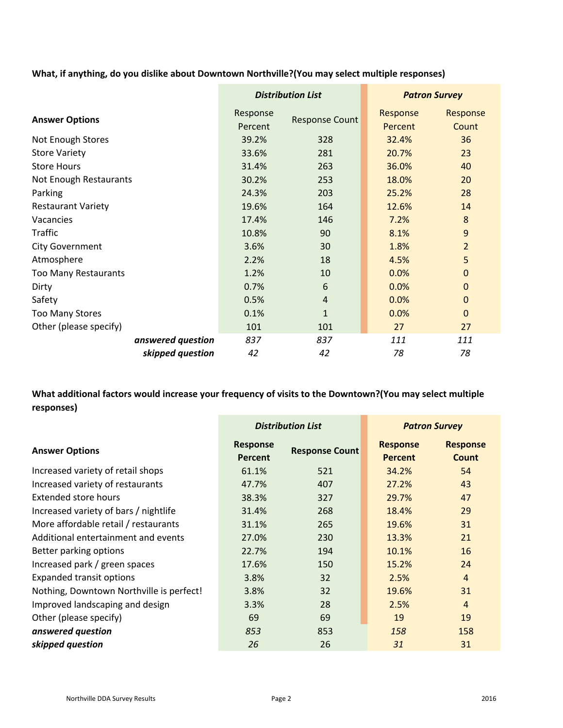**What, if anything, do you dislike about Downtown Northville?(You may select multiple responses)**

| Answer Options | *Distribution List* | | *Patron Survey* | |
|---|---|---|---|---|
| | Response Percent | Response Count | Response Percent | Response Count |
| Not Enough Stores | 39.2% | 328 | 32.4% | 36 |
| Store Variety | 33.6% | 281 | 20.7% | 23 |
| Store Hours | 31.4% | 263 | 36.0% | 40 |
| Not Enough Restaurants | 30.2% | 253 | 18.0% | 20 |
| Parking | 24.3% | 203 | 25.2% | 28 |
| Restaurant Variety | 19.6% | 164 | 12.6% | 14 |
| Vacancies | 17.4% | 146 | 7.2% | 8 |
| Traffic | 10.8% | 90 | 8.1% | 9 |
| City Government | 3.6% | 30 | 1.8% | 2 |
| Atmosphere | 2.2% | 18 | 4.5% | 5 |
| Too Many Restaurants | 1.2% | 10 | 0.0% | 0 |
| Dirty | 0.7% | 6 | 0.0% | 0 |
| Safety | 0.5% | 4 | 0.0% | 0 |
| Too Many Stores | 0.1% | 1 | 0.0% | 0 |
| Other (please specify) | 101 | 101 | 27 | 27 |
| ***answered question*** | *837* | *837* | *111* | *111* |
| ***skipped question*** | *42* | *42* | *78* | *78* |

**What additional factors would increase your frequency of visits to the Downtown?(You may select multiple responses)**

| Answer Options | *Distribution List* | | *Patron Survey* | |
|---|---|---|---|---|
| | **Response Percent** | **Response Count** | **Response Percent** | **Response Count** |
| Increased variety of retail shops | 61.1% | 521 | 34.2% | 54 |
| Increased variety of restaurants | 47.7% | 407 | 27.2% | 43 |
| Extended store hours | 38.3% | 327 | 29.7% | 47 |
| Increased variety of bars / nightlife | 31.4% | 268 | 18.4% | 29 |
| More affordable retail / restaurants | 31.1% | 265 | 19.6% | 31 |
| Additional entertainment and events | 27.0% | 230 | 13.3% | 21 |
| Better parking options | 22.7% | 194 | 10.1% | 16 |
| Increased park / green spaces | 17.6% | 150 | 15.2% | 24 |
| Expanded transit options | 3.8% | 32 | 2.5% | 4 |
| Nothing, Downtown Northville is perfect! | 3.8% | 32 | 19.6% | 31 |
| Improved landscaping and design | 3.3% | 28 | 2.5% | 4 |
| Other (please specify) | 69 | 69 | 19 | 19 |
| ***answered question*** | *853* | 853 | *158* | 158 |
| ***skipped question*** | *26* | 26 | *31* | 31 |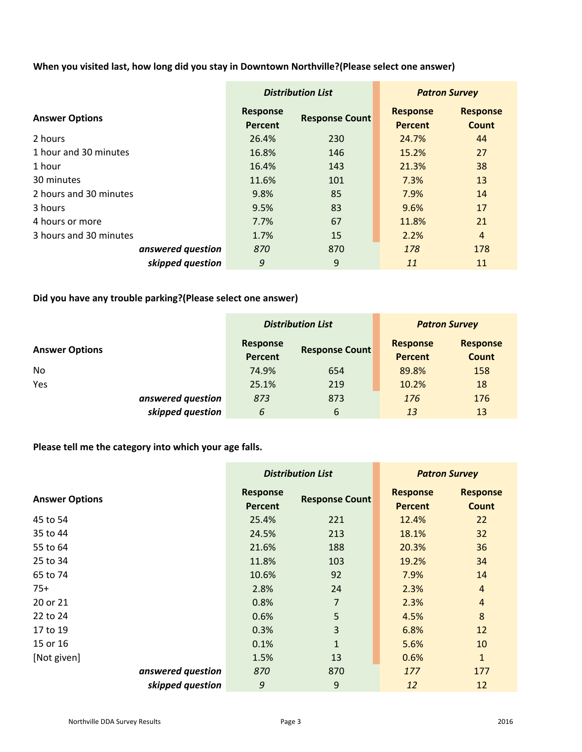**When you visited last, how long did you stay in Downtown Northville?(Please select one answer)**

| | Distribution List | | Patron Survey | |
|---|---|---|---|---|
| **Answer Options** | **Response Percent** | **Response Count** | **Response Percent** | **Response Count** |
| 2 hours | 26.4% | 230 | 24.7% | 44 |
| 1 hour and 30 minutes | 16.8% | 146 | 15.2% | 27 |
| 1 hour | 16.4% | 143 | 21.3% | 38 |
| 30 minutes | 11.6% | 101 | 7.3% | 13 |
| 2 hours and 30 minutes | 9.8% | 85 | 7.9% | 14 |
| 3 hours | 9.5% | 83 | 9.6% | 17 |
| 4 hours or more | 7.7% | 67 | 11.8% | 21 |
| 3 hours and 30 minutes | 1.7% | 15 | 2.2% | 4 |
| *answered question* | *870* | 870 | *178* | 178 |
| *skipped question* | *9* | 9 | *11* | 11 |

**Did you have any trouble parking?(Please select one answer)**

| | Distribution List | | Patron Survey | |
|---|---|---|---|---|
| **Answer Options** | **Response Percent** | **Response Count** | **Response Percent** | **Response Count** |
| No | 74.9% | 654 | 89.8% | 158 |
| Yes | 25.1% | 219 | 10.2% | 18 |
| *answered question* | *873* | 873 | *176* | 176 |
| *skipped question* | *6* | 6 | *13* | 13 |

**Please tell me the category into which your age falls.**

| | Distribution List | | Patron Survey | |
|---|---|---|---|---|
| **Answer Options** | **Response Percent** | **Response Count** | **Response Percent** | **Response Count** |
| 45 to 54 | 25.4% | 221 | 12.4% | 22 |
| 35 to 44 | 24.5% | 213 | 18.1% | 32 |
| 55 to 64 | 21.6% | 188 | 20.3% | 36 |
| 25 to 34 | 11.8% | 103 | 19.2% | 34 |
| 65 to 74 | 10.6% | 92 | 7.9% | 14 |
| 75+ | 2.8% | 24 | 2.3% | 4 |
| 20 or 21 | 0.8% | 7 | 2.3% | 4 |
| 22 to 24 | 0.6% | 5 | 4.5% | 8 |
| 17 to 19 | 0.3% | 3 | 6.8% | 12 |
| 15 or 16 | 0.1% | 1 | 5.6% | 10 |
| [Not given] | 1.5% | 13 | 0.6% | 1 |
| *answered question* | *870* | 870 | *177* | 177 |
| *skipped question* | *9* | 9 | *12* | 12 |